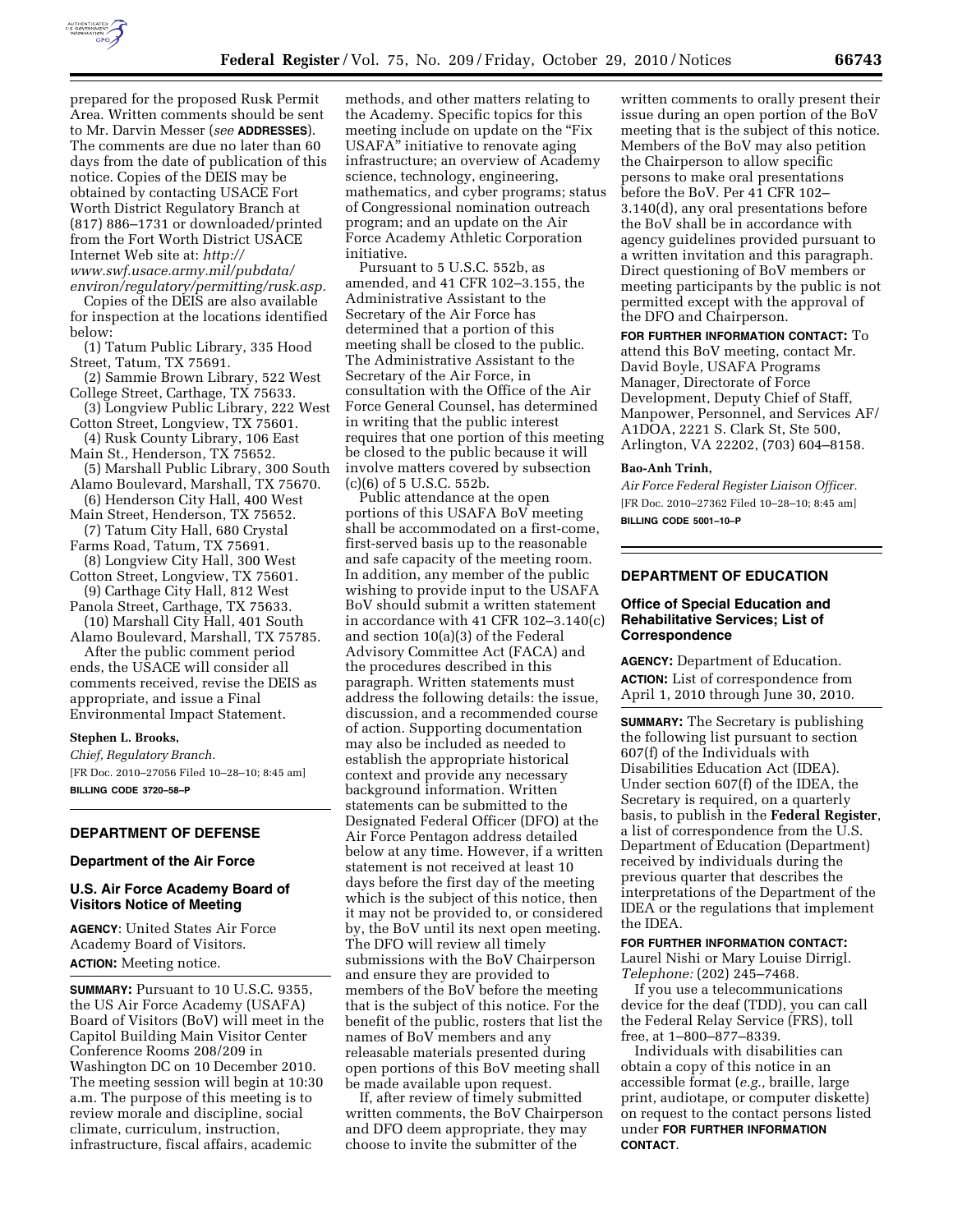prepared for the proposed Rusk Permit Area. Written comments should be sent to Mr. Darvin Messer (*see* **ADDRESSES**). The comments are due no later than 60 days from the date of publication of this notice. Copies of the DEIS may be obtained by contacting USACE Fort Worth District Regulatory Branch at (817) 886–1731 or downloaded/printed from the Fort Worth District USACE Internet Web site at: *http://www.swf.usace.army.mil/pubdata/environ/regulatory/permitting/rusk.asp.*

Copies of the DEIS are also available for inspection at the locations identified below:

(1) Tatum Public Library, 335 Hood Street, Tatum, TX 75691.

(2) Sammie Brown Library, 522 West College Street, Carthage, TX 75633.

(3) Longview Public Library, 222 West Cotton Street, Longview, TX 75601.

(4) Rusk County Library, 106 East Main St., Henderson, TX 75652.

(5) Marshall Public Library, 300 South Alamo Boulevard, Marshall, TX 75670.

(6) Henderson City Hall, 400 West Main Street, Henderson, TX 75652.

(7) Tatum City Hall, 680 Crystal Farms Road, Tatum, TX 75691.

(8) Longview City Hall, 300 West Cotton Street, Longview, TX 75601.

(9) Carthage City Hall, 812 West Panola Street, Carthage, TX 75633.

(10) Marshall City Hall, 401 South Alamo Boulevard, Marshall, TX 75785.

After the public comment period ends, the USACE will consider all comments received, revise the DEIS as appropriate, and issue a Final Environmental Impact Statement.

**Stephen L. Brooks,**

*Chief, Regulatory Branch.*

[FR Doc. 2010–27056 Filed 10–28–10; 8:45 am]

**BILLING CODE 3720–58–P**

## DEPARTMENT OF DEFENSE

### Department of the Air Force

### U.S. Air Force Academy Board of Visitors Notice of Meeting

**AGENCY:** United States Air Force Academy Board of Visitors.

**ACTION:** Meeting notice.

**SUMMARY:** Pursuant to 10 U.S.C. 9355, the US Air Force Academy (USAFA) Board of Visitors (BoV) will meet in the Capitol Building Main Visitor Center Conference Rooms 208/209 in Washington DC on 10 December 2010. The meeting session will begin at 10:30 a.m. The purpose of this meeting is to review morale and discipline, social climate, curriculum, instruction, infrastructure, fiscal affairs, academic methods, and other matters relating to the Academy. Specific topics for this meeting include on update on the "Fix USAFA" initiative to renovate aging infrastructure; an overview of Academy science, technology, engineering, mathematics, and cyber programs; status of Congressional nomination outreach program; and an update on the Air Force Academy Athletic Corporation initiative.

Pursuant to 5 U.S.C. 552b, as amended, and 41 CFR 102–3.155, the Administrative Assistant to the Secretary of the Air Force has determined that a portion of this meeting shall be closed to the public. The Administrative Assistant to the Secretary of the Air Force, in consultation with the Office of the Air Force General Counsel, has determined in writing that the public interest requires that one portion of this meeting be closed to the public because it will involve matters covered by subsection (c)(6) of 5 U.S.C. 552b.

Public attendance at the open portions of this USAFA BoV meeting shall be accommodated on a first-come, first-served basis up to the reasonable and safe capacity of the meeting room. In addition, any member of the public wishing to provide input to the USAFA BoV should submit a written statement in accordance with 41 CFR 102–3.140(c) and section 10(a)(3) of the Federal Advisory Committee Act (FACA) and the procedures described in this paragraph. Written statements must address the following details: the issue, discussion, and a recommended course of action. Supporting documentation may also be included as needed to establish the appropriate historical context and provide any necessary background information. Written statements can be submitted to the Designated Federal Officer (DFO) at the Air Force Pentagon address detailed below at any time. However, if a written statement is not received at least 10 days before the first day of the meeting which is the subject of this notice, then it may not be provided to, or considered by, the BoV until its next open meeting. The DFO will review all timely submissions with the BoV Chairperson and ensure they are provided to members of the BoV before the meeting that is the subject of this notice. For the benefit of the public, rosters that list the names of BoV members and any releasable materials presented during open portions of this BoV meeting shall be made available upon request.

If, after review of timely submitted written comments, the BoV Chairperson and DFO deem appropriate, they may choose to invite the submitter of the written comments to orally present their issue during an open portion of the BoV meeting that is the subject of this notice. Members of the BoV may also petition the Chairperson to allow specific persons to make oral presentations before the BoV. Per 41 CFR 102–3.140(d), any oral presentations before the BoV shall be in accordance with agency guidelines provided pursuant to a written invitation and this paragraph. Direct questioning of BoV members or meeting participants by the public is not permitted except with the approval of the DFO and Chairperson.

**FOR FURTHER INFORMATION CONTACT:** To attend this BoV meeting, contact Mr. David Boyle, USAFA Programs Manager, Directorate of Force Development, Deputy Chief of Staff, Manpower, Personnel, and Services AF/A1DOA, 2221 S. Clark St, Ste 500, Arlington, VA 22202, (703) 604–8158.

**Bao-Anh Trinh,**

*Air Force Federal Register Liaison Officer.*

[FR Doc. 2010–27362 Filed 10–28–10; 8:45 am]

**BILLING CODE 5001–10–P**

## DEPARTMENT OF EDUCATION

### Office of Special Education and Rehabilitative Services; List of Correspondence

**AGENCY:** Department of Education.

**ACTION:** List of correspondence from April 1, 2010 through June 30, 2010.

**SUMMARY:** The Secretary is publishing the following list pursuant to section 607(f) of the Individuals with Disabilities Education Act (IDEA). Under section 607(f) of the IDEA, the Secretary is required, on a quarterly basis, to publish in the **Federal Register**, a list of correspondence from the U.S. Department of Education (Department) received by individuals during the previous quarter that describes the interpretations of the Department of the IDEA or the regulations that implement the IDEA.

**FOR FURTHER INFORMATION CONTACT:** Laurel Nishi or Mary Louise Dirrigl. *Telephone:* (202) 245–7468.

If you use a telecommunications device for the deaf (TDD), you can call the Federal Relay Service (FRS), toll free, at 1–800–877–8339.

Individuals with disabilities can obtain a copy of this notice in an accessible format (*e.g.,* braille, large print, audiotape, or computer diskette) on request to the contact persons listed under **FOR FURTHER INFORMATION CONTACT**.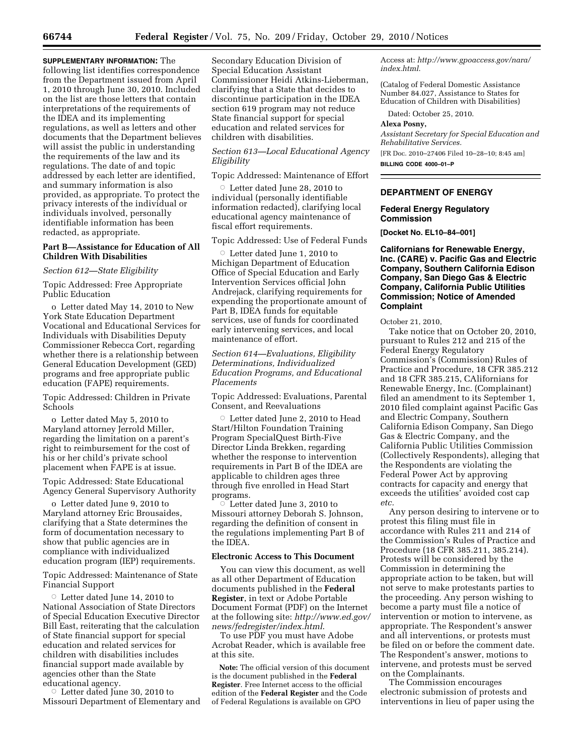**SUPPLEMENTARY INFORMATION:** The following list identifies correspondence from the Department issued from April 1, 2010 through June 30, 2010. Included on the list are those letters that contain interpretations of the requirements of the IDEA and its implementing regulations, as well as letters and other documents that the Department believes will assist the public in understanding the requirements of the law and its regulations. The date of and topic addressed by each letter are identified, and summary information is also provided, as appropriate. To protect the privacy interests of the individual or individuals involved, personally identifiable information has been redacted, as appropriate.

### Part B—Assistance for Education of All Children With Disabilities

*Section 612—State Eligibility*

Topic Addressed: Free Appropriate Public Education

o Letter dated May 14, 2010 to New York State Education Department Vocational and Educational Services for Individuals with Disabilities Deputy Commissioner Rebecca Cort, regarding whether there is a relationship between General Education Development (GED) programs and free appropriate public education (FAPE) requirements.

Topic Addressed: Children in Private Schools

o Letter dated May 5, 2010 to Maryland attorney Jerrold Miller, regarding the limitation on a parent's right to reimbursement for the cost of his or her child's private school placement when FAPE is at issue.

Topic Addressed: State Educational Agency General Supervisory Authority

o Letter dated June 9, 2010 to Maryland attorney Eric Brousaides, clarifying that a State determines the form of documentation necessary to show that public agencies are in compliance with individualized education program (IEP) requirements.

Topic Addressed: Maintenance of State Financial Support

○ Letter dated June 14, 2010 to National Association of State Directors of Special Education Executive Director Bill East, reiterating that the calculation of State financial support for special education and related services for children with disabilities includes financial support made available by agencies other than the State educational agency.

○ Letter dated June 30, 2010 to Missouri Department of Elementary and Secondary Education Division of Special Education Assistant Commissioner Heidi Atkins-Lieberman, clarifying that a State that decides to discontinue participation in the IDEA section 619 program may not reduce State financial support for special education and related services for children with disabilities.

*Section 613—Local Educational Agency Eligibility*

Topic Addressed: Maintenance of Effort

○ Letter dated June 28, 2010 to individual (personally identifiable information redacted), clarifying local educational agency maintenance of fiscal effort requirements.

Topic Addressed: Use of Federal Funds

○ Letter dated June 1, 2010 to Michigan Department of Education Office of Special Education and Early Intervention Services official John Andrejack, clarifying requirements for expending the proportionate amount of Part B, IDEA funds for equitable services, use of funds for coordinated early intervening services, and local maintenance of effort.

*Section 614—Evaluations, Eligibility Determinations, Individualized Education Programs, and Educational Placements*

Topic Addressed: Evaluations, Parental Consent, and Reevaluations

○ Letter dated June 2, 2010 to Head Start/Hilton Foundation Training Program SpecialQuest Birth-Five Director Linda Brekken, regarding whether the response to intervention requirements in Part B of the IDEA are applicable to children ages three through five enrolled in Head Start programs.

○ Letter dated June 3, 2010 to Missouri attorney Deborah S. Johnson, regarding the definition of consent in the regulations implementing Part B of the IDEA.

#### Electronic Access to This Document

You can view this document, as well as all other Department of Education documents published in the **Federal Register**, in text or Adobe Portable Document Format (PDF) on the Internet at the following site: *http://www.ed.gov/news/fedregister/index.html*.

To use PDF you must have Adobe Acrobat Reader, which is available free at this site.

**Note:** The official version of this document is the document published in the **Federal Register**. Free Internet access to the official edition of the **Federal Register** and the Code of Federal Regulations is available on GPO Access at: *http://www.gpoaccess.gov/nara/index.html*.

(Catalog of Federal Domestic Assistance Number 84.027, Assistance to States for Education of Children with Disabilities)

Dated: October 25, 2010.

**Alexa Posny,**

*Assistant Secretary for Special Education and Rehabilitative Services.*

[FR Doc. 2010–27406 Filed 10–28–10; 8:45 am]

**BILLING CODE 4000–01–P**

## DEPARTMENT OF ENERGY

### Federal Energy Regulatory Commission

**[Docket No. EL10–84–001]**

### Californians for Renewable Energy, Inc. (CARE) v. Pacific Gas and Electric Company, Southern California Edison Company, San Diego Gas & Electric Company, California Public Utilities Commission; Notice of Amended Complaint

October 21, 2010.

Take notice that on October 20, 2010, pursuant to Rules 212 and 215 of the Federal Energy Regulatory Commission's (Commission) Rules of Practice and Procedure, 18 CFR 385.212 and 18 CFR 385.215, CAlifornians for Renewable Energy, Inc. (Complainant) filed an amendment to its September 1, 2010 filed complaint against Pacific Gas and Electric Company, Southern California Edison Company, San Diego Gas & Electric Company, and the California Public Utilities Commission (Collectively Respondents), alleging that the Respondents are violating the Federal Power Act by approving contracts for capacity and energy that exceeds the utilities' avoided cost cap *etc.*

Any person desiring to intervene or to protest this filing must file in accordance with Rules 211 and 214 of the Commission's Rules of Practice and Procedure (18 CFR 385.211, 385.214). Protests will be considered by the Commission in determining the appropriate action to be taken, but will not serve to make protestants parties to the proceeding. Any person wishing to become a party must file a notice of intervention or motion to intervene, as appropriate. The Respondent's answer and all interventions, or protests must be filed on or before the comment date. The Respondent's answer, motions to intervene, and protests must be served on the Complainants.

The Commission encourages electronic submission of protests and interventions in lieu of paper using the